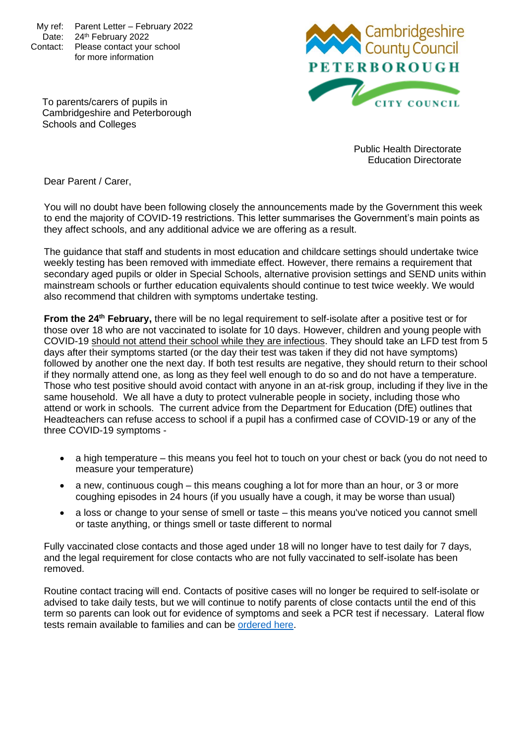My ref: Parent Letter – February 2022
Date: 24th February 2022
Contact: Please contact your school for more information

Cambridgeshire County Council
PETERBOROUGH CITY COUNCIL

To parents/carers of pupils in Cambridgeshire and Peterborough Schools and Colleges

Public Health Directorate
Education Directorate

Dear Parent / Carer,

You will no doubt have been following closely the announcements made by the Government this week to end the majority of COVID-19 restrictions. This letter summarises the Government's main points as they affect schools, and any additional advice we are offering as a result.

The guidance that staff and students in most education and childcare settings should undertake twice weekly testing has been removed with immediate effect. However, there remains a requirement that secondary aged pupils or older in Special Schools, alternative provision settings and SEND units within mainstream schools or further education equivalents should continue to test twice weekly. We would also recommend that children with symptoms undertake testing.

**From the 24th February,** there will be no legal requirement to self-isolate after a positive test or for those over 18 who are not vaccinated to isolate for 10 days. However, children and young people with COVID-19 should not attend their school while they are infectious. They should take an LFD test from 5 days after their symptoms started (or the day their test was taken if they did not have symptoms) followed by another one the next day. If both test results are negative, they should return to their school if they normally attend one, as long as they feel well enough to do so and do not have a temperature. Those who test positive should avoid contact with anyone in an at-risk group, including if they live in the same household. We all have a duty to protect vulnerable people in society, including those who attend or work in schools. The current advice from the Department for Education (DfE) outlines that Headteachers can refuse access to school if a pupil has a confirmed case of COVID-19 or any of the three COVID-19 symptoms -

- a high temperature – this means you feel hot to touch on your chest or back (you do not need to measure your temperature)
- a new, continuous cough – this means coughing a lot for more than an hour, or 3 or more coughing episodes in 24 hours (if you usually have a cough, it may be worse than usual)
- a loss or change to your sense of smell or taste – this means you've noticed you cannot smell or taste anything, or things smell or taste different to normal

Fully vaccinated close contacts and those aged under 18 will no longer have to test daily for 7 days, and the legal requirement for close contacts who are not fully vaccinated to self-isolate has been removed.

Routine contact tracing will end. Contacts of positive cases will no longer be required to self-isolate or advised to take daily tests, but we will continue to notify parents of close contacts until the end of this term so parents can look out for evidence of symptoms and seek a PCR test if necessary. Lateral flow tests remain available to families and can be ordered here.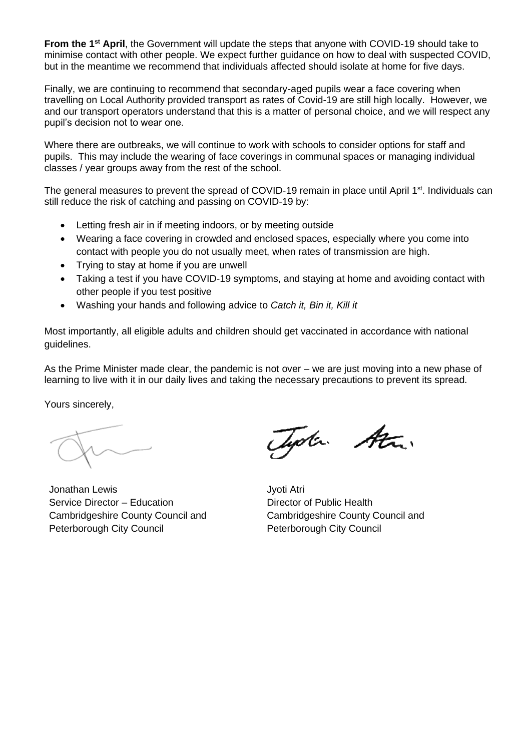**From the 1st April**, the Government will update the steps that anyone with COVID-19 should take to minimise contact with other people. We expect further guidance on how to deal with suspected COVID, but in the meantime we recommend that individuals affected should isolate at home for five days.

Finally, we are continuing to recommend that secondary-aged pupils wear a face covering when travelling on Local Authority provided transport as rates of Covid-19 are still high locally. However, we and our transport operators understand that this is a matter of personal choice, and we will respect any pupil's decision not to wear one.

Where there are outbreaks, we will continue to work with schools to consider options for staff and pupils. This may include the wearing of face coverings in communal spaces or managing individual classes / year groups away from the rest of the school.

The general measures to prevent the spread of COVID-19 remain in place until April 1st. Individuals can still reduce the risk of catching and passing on COVID-19 by:

- Letting fresh air in if meeting indoors, or by meeting outside
- Wearing a face covering in crowded and enclosed spaces, especially where you come into contact with people you do not usually meet, when rates of transmission are high.
- Trying to stay at home if you are unwell
- Taking a test if you have COVID-19 symptoms, and staying at home and avoiding contact with other people if you test positive
- Washing your hands and following advice to *Catch it, Bin it, Kill it*

Most importantly, all eligible adults and children should get vaccinated in accordance with national guidelines.

As the Prime Minister made clear, the pandemic is not over – we are just moving into a new phase of learning to live with it in our daily lives and taking the necessary precautions to prevent its spread.

Yours sincerely,

Jonathan Lewis
Service Director – Education
Cambridgeshire County Council and
Peterborough City Council

Jyoti Atri
Director of Public Health
Cambridgeshire County Council and
Peterborough City Council